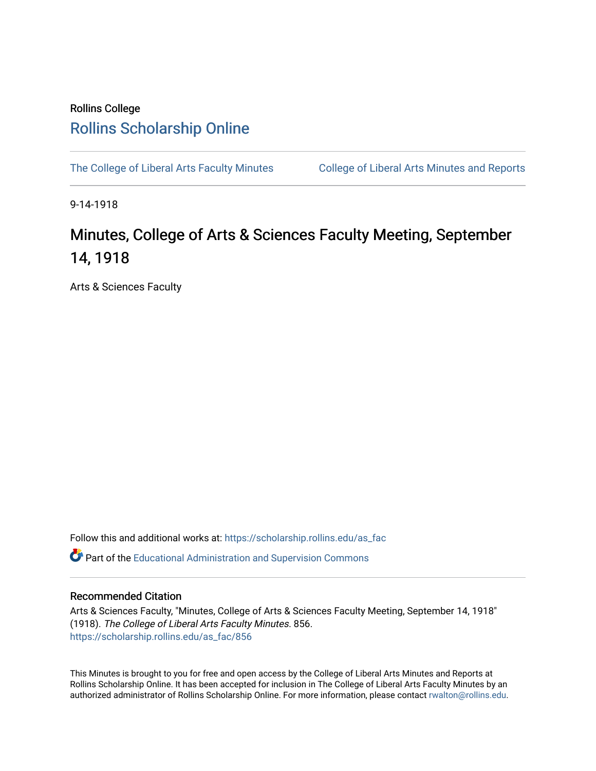Rollins College

# Rollins Scholarship Online

The College of Liberal Arts Faculty Minutes | College of Liberal Arts Minutes and Reports

9-14-1918

# Minutes, College of Arts & Sciences Faculty Meeting, September 14, 1918

Arts & Sciences Faculty

Follow this and additional works at: https://scholarship.rollins.edu/as_fac

Part of the Educational Administration and Supervision Commons

## Recommended Citation

Arts & Sciences Faculty, "Minutes, College of Arts & Sciences Faculty Meeting, September 14, 1918" (1918). *The College of Liberal Arts Faculty Minutes*. 856.
https://scholarship.rollins.edu/as_fac/856

This Minutes is brought to you for free and open access by the College of Liberal Arts Minutes and Reports at Rollins Scholarship Online. It has been accepted for inclusion in The College of Liberal Arts Faculty Minutes by an authorized administrator of Rollins Scholarship Online. For more information, please contact rwalton@rollins.edu.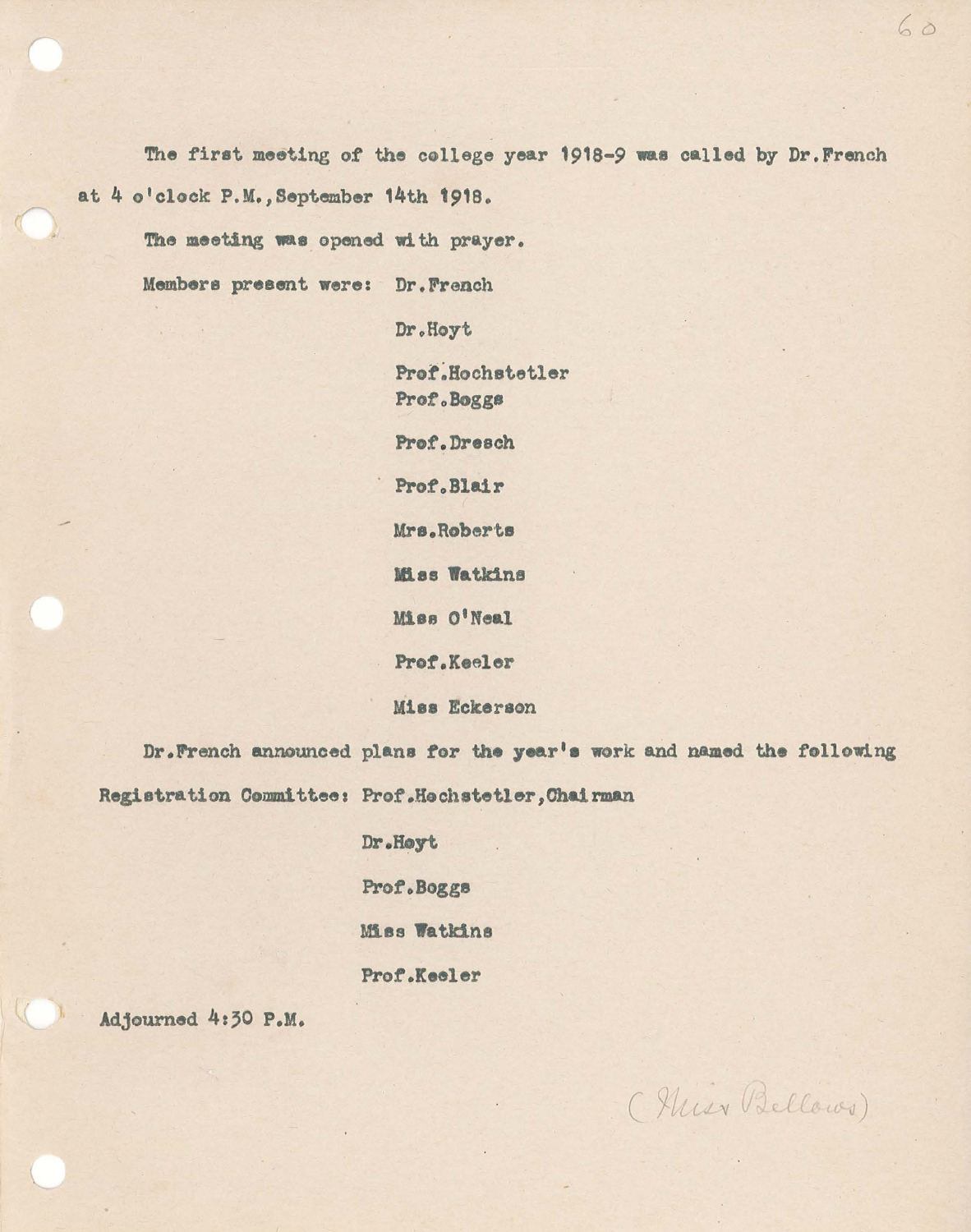The first meeting of the college year 1918-9 was called by Dr.French at 4 o'clock P.M., September 14th 1918.

The meeting was opened with prayer.

Members present were: Dr.French

Dr.Hoyt

Prof.Hochstetler

Prof.Boggs

Prof.Dresch

Prof.Blair

Mrs.Roberts

Miss Watkins

Miss O'Neal

Prof.Keeler

Miss Eckerson

Dr.French announced plans for the year's work and named the following

Registration Committee: Prof.Hochstetler, Chairman

Dr.Hoyt

Prof.Boggs

Miss Watkins

Prof.Keeler

Adjourned 4:30 P.M.

(Miss Bellows)